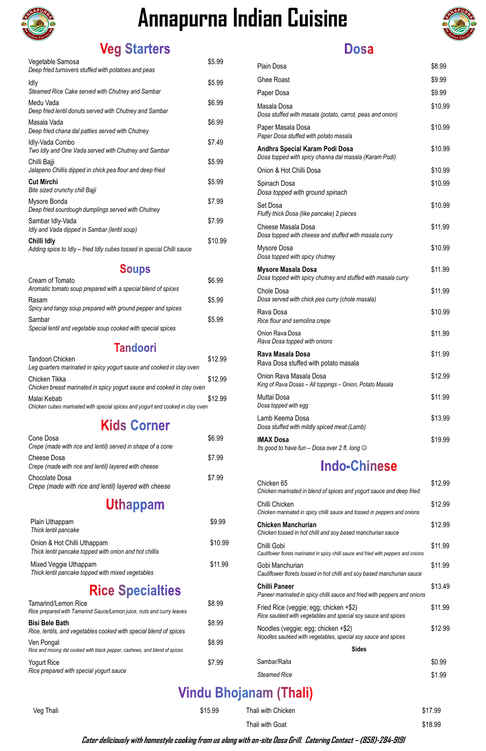# Annapurna Indian Cuisine

## Veg Starters

| Item | Price |
|---|---|
| Vegetable Samosa<br>*Deep fried turnovers stuffed with potatoes and peas* | $5.99 |
| Idly<br>*Steamed Rice Cake served with Chutney and Sambar* | $5.99 |
| Medu Vada<br>*Deep fried lentil donuts served with Chutney and Sambar* | $6.99 |
| Masala Vada<br>*Deep fried chana dal patties served with Chutney* | $6.99 |
| Idly-Vada Combo<br>*Two Idly and One Vada served with Chutney and Sambar* | $7.49 |
| Chilli Bajji<br>*Jalapeno Chillis dipped in chick pea flour and deep fried* | $5.99 |
| **Cut Mirchi**<br>*Bite sized crunchy chill Bajji* | $5.99 |
| Mysore Bonda<br>*Deep fried sourdough dumplings served with Chutney* | $7.99 |
| Sambar Idly-Vada<br>*Idly and Vada dipped in Sambar (lentil soup)* | $7.99 |
| **Chilli Idly**<br>*Adding spice to Idly – fried Idly cubes tossed in special Chilli sauce* | $10.99 |

## Soups

| Item | Price |
|---|---|
| Cream of Tomato<br>*Aromatic tomato soup prepared with a special blend of spices* | $6.99 |
| Rasam<br>*Spicy and tangy soup prepared with ground pepper and spices* | $5.99 |
| Sambar<br>*Special lentil and vegetable soup cooked with special spices* | $5.99 |

## Tandoori

| Item | Price |
|---|---|
| Tandoori Chicken<br>*Leg quarters marinated in spicy yogurt sauce and cooked in clay oven* | $12.99 |
| Chicken Tikka<br>*Chicken breast marinated in spicy yogurt sauce and cooked in clay oven* | $12.99 |
| Malai Kebab<br>*Chicken cubes marinated with special spices and yogurt and cooked in clay oven* | $12.99 |

## Kids Corner

| Item | Price |
|---|---|
| Cone Dosa<br>*Crepe (made with rice and lentil) served in shape of a cone* | $6.99 |
| Cheese Dosa<br>*Crepe (made with rice and lentil) layered with cheese* | $7.99 |
| Chocolate Dosa<br>*Crepe (made with rice and lentil) layered with cheese* | $7.99 |

## Uthappam

| Item | Price |
|---|---|
| Plain Uthappam<br>*Thick lentil pancake* | $9.99 |
| Onion & Hot Chilli Uthappam<br>*Thick lentil pancake topped with onion and hot chillis* | $10.99 |
| Mixed Veggie Uthappam<br>*Thick lentil pancake topped with mixed vegetables* | $11.99 |

## Rice Specialties

| Item | Price |
|---|---|
| Tamarind/Lemon Rice<br>*Rice prepared with Tamarind Sauce/Lemon juice, nuts and curry leaves* | $8.99 |
| **Bisi Bele Bath**<br>*Rice, lentils, and vegetables cooked with special blend of spices* | $8.99 |
| Ven Pongal<br>*Rice and moong dal cooked with black pepper, cashews, and blend of spices* | $8.99 |
| Yogurt Rice<br>*Rice prepared with special yogurt sauce* | $7.99 |

## Dosa

| Item | Price |
|---|---|
| Plain Dosa | $8.99 |
| Ghee Roast | $9.99 |
| Paper Dosa | $9.99 |
| Masala Dosa<br>*Dosa stuffed with masala (potato, carrot, peas and onion)* | $10.99 |
| Paper Masala Dosa<br>*Paper Dosa stuffed with potato masala* | $10.99 |
| **Andhra Special Karam Podi Dosa**<br>*Dosa topped with spicy channa dal masala (Karam Podi)* | $10.99 |
| Onion & Hot Chilli Dosa | $10.99 |
| Spinach Dosa<br>*Dosa topped with ground spinach* | $10.99 |
| Set Dosa<br>*Fluffy thick Dosa (like pancake) 2 pieces* | $10.99 |
| Cheese Masala Dosa<br>*Dosa topped with cheese and stuffed with masala curry* | $11.99 |
| Mysore Dosa<br>*Dosa topped with spicy chutney* | $10.99 |
| **Mysore Masala Dosa**<br>*Dosa topped with spicy chutney and stuffed with masala curry* | $11.99 |
| Chole Dosa<br>*Dosa served with chick pea curry (chole masala)* | $11.99 |
| Rava Dosa<br>*Rice flour and semolina crepe* | $10.99 |
| Onion Rava Dosa<br>*Rava Dosa topped with onions* | $11.99 |
| **Rava Masala Dosa**<br>Rava Dosa stuffed with potato masala | $11.99 |
| Onion Rava Masala Dosa<br>*King of Rava Dosas – All toppings – Onion, Potato Masala* | $12.99 |
| Muttai Dosa<br>*Dosa topped with egg* | $11.99 |
| Lamb Keema Dosa<br>*Dosa stuffed with mildly spiced meat (Lamb)* | $13.99 |
| **IMAX Dosa**<br>*Its good to have fun – Dosa over 2 ft. long ☺* | $19.99 |

## Indo-Chinese

| Item | Price |
|---|---|
| Chicken 65<br>*Chicken marinated in blend of spices and yogurt sauce and deep fried* | $12.99 |
| Chilli Chicken<br>*Chicken marinated in spicy chilli sauce and tossed in peppers and onions* | $12.99 |
| **Chicken Manchurian**<br>*Chicken tossed in hot chilli and soy based manchurian sauce* | $12.99 |
| Chilli Gobi<br>*Cauliflower florets marinated in spicy chilli sauce and fried with peppers and onions* | $11.99 |
| Gobi Manchurian<br>*Cauliflower florets tossed in hot chilli and soy based manchurian sauce* | $11.99 |
| **Chilli Paneer**<br>*Paneer marinated in spicy chilli sauce and fried with peppers and onions* | $13.49 |
| Fried Rice (veggie; egg; chicken +$2)<br>*Rice sautéed with vegetables and special soy sauce and spices* | $11.99 |
| Noodles (veggie; egg; chicken +$2)<br>*Noodles sautéed with vegetables, special soy sauce and spices* | $12.99 |

### Sides

| Item | Price |
|---|---|
| Sambar/Raita | $0.99 |
| *Steamed Rice* | $1.99 |

## Vindu Bhojanam (Thali)

| Item | Price |
|---|---|
| Veg Thali | $15.99 |
| Thali with Chicken | $17.99 |
| Thali with Goat | $18.99 |

***Cater deliciously with homestyle cooking from us along with on-site Dosa Grill. Catering Contact – (858)-284-9191***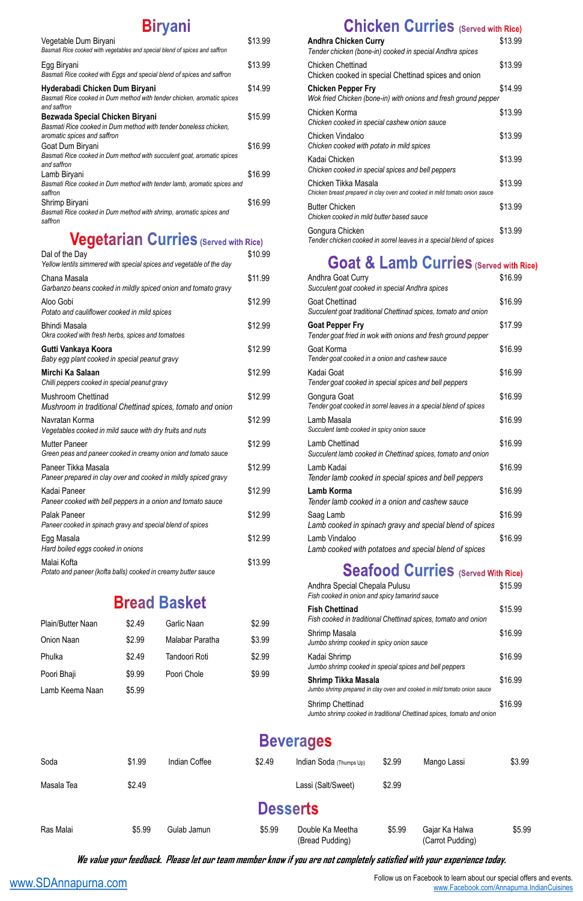## Biryani

| | |
|---|---|
| Vegetable Dum Biryani<br>*Basmati Rice cooked with vegetables and special blend of spices and saffron* | $13.99 |
| Egg Biryani<br>*Basmati Rice cooked with Eggs and special blend of spices and saffron* | $13.99 |
| **Hyderabadi Chicken Dum Biryani**<br>*Basmati Rice cooked in Dum method with tender chicken, aromatic spices and saffron* | $14.99 |
| **Bezwada Special Chicken Biryani**<br>*Basmati Rice cooked in Dum method with tender boneless chicken, aromatic spices and saffron* | $15.99 |
| Goat Dum Biryani<br>*Basmati Rice cooked in Dum method with succulent goat, aromatic spices and saffron* | $16.99 |
| Lamb Biryani<br>*Basmati Rice cooked in Dum method with tender lamb, aromatic spices and saffron* | $16.99 |
| Shrimp Biryani<br>*Basmati Rice cooked in Dum method with shrimp, aromatic spices and saffron* | $16.99 |

## Vegetarian Curries (Served with Rice)

| | |
|---|---|
| Dal of the Day<br>*Yellow lentils simmered with special spices and vegetable of the day* | $10.99 |
| Chana Masala<br>*Garbanzo beans cooked in mildly spiced onion and tomato gravy* | $11.99 |
| Aloo Gobi<br>*Potato and cauliflower cooked in mild spices* | $12.99 |
| Bhindi Masala<br>*Okra cooked with fresh herbs, spices and tomatoes* | $12.99 |
| **Gutti Vankaya Koora**<br>*Baby egg plant cooked in special peanut gravy* | $12.99 |
| **Mirchi Ka Salaan**<br>*Chilli peppers cooked in special peanut gravy* | $12.99 |
| Mushroom Chettinad<br>*Mushroom in traditional Chettinad spices, tomato and onion* | $12.99 |
| Navratan Korma<br>*Vegetables cooked in mild sauce with dry fruits and nuts* | $12.99 |
| Mutter Paneer<br>*Green peas and paneer cooked in creamy onion and tomato sauce* | $12.99 |
| Paneer Tikka Masala<br>*Paneer prepared in clay over and cooked in mildly spiced gravy* | $12.99 |
| Kadai Paneer<br>*Paneer cooked with bell peppers in a onion and tomato sauce* | $12.99 |
| Palak Paneer<br>*Paneer cooked in spinach gravy and special blend of spices* | $12.99 |
| Egg Masala<br>*Hard boiled eggs cooked in onions* | $12.99 |
| Malai Kofta<br>*Potato and paneer (kofta balls) cooked in creamy butter sauce* | $13.99 |

## Bread Basket

| | | | |
|---|---|---|---|
| Plain/Butter Naan | $2.49 | Garlic Naan | $2.99 |
| Onion Naan | $2.99 | Malabar Paratha | $3.99 |
| Phulka | $2.49 | Tandoori Roti | $2.99 |
| Poori Bhaji | $9.99 | Poori Chole | $9.99 |
| Lamb Keema Naan | $5.99 | | |

## Chicken Curries (Served with Rice)

| | |
|---|---|
| **Andhra Chicken Curry**<br>*Tender chicken (bone-in) cooked in special Andhra spices* | $13.99 |
| Chicken Chettinad<br>Chicken cooked in special Chettinad spices and onion | $13.99 |
| **Chicken Pepper Fry**<br>*Wok fried Chicken (bone-in) with onions and fresh ground pepper* | $14.99 |
| Chicken Korma<br>*Chicken cooked in special cashew onion sauce* | $13.99 |
| Chicken Vindaloo<br>*Chicken cooked with potato in mild spices* | $13.99 |
| Kadai Chicken<br>*Chicken cooked in special spices and bell peppers* | $13.99 |
| Chicken Tikka Masala<br>*Chicken breast prepared in clay oven and cooked in mild tomato onion sauce* | $13.99 |
| Butter Chicken<br>*Chicken cooked in mild butter based sauce* | $13.99 |
| Gongura Chicken<br>*Tender chicken cooked in sorrel leaves in a special blend of spices* | $13.99 |

## Goat & Lamb Curries (Served with Rice)

| | |
|---|---|
| Andhra Goat Curry<br>*Succulent goat cooked in special Andhra spices* | $16.99 |
| Goat Chettinad<br>*Succulent goat traditional Chettinad spices, tomato and onion* | $16.99 |
| **Goat Pepper Fry**<br>*Tender goat fried in wok with onions and fresh ground pepper* | $17.99 |
| Goat Korma<br>*Tender goat cooked in a onion and cashew sauce* | $16.99 |
| Kadai Goat<br>*Tender goat cooked in special spices and bell peppers* | $16.99 |
| Gongura Goat<br>*Tender goat cooked in sorrel leaves in a special blend of spices* | $16.99 |
| Lamb Masala<br>*Succulent lamb cooked in spicy onion sauce* | $16.99 |
| Lamb Chettinad<br>*Succulent lamb cooked in Chettinad spices, tomato and onion* | $16.99 |
| Lamb Kadai<br>*Tender lamb cooked in special spices and bell peppers* | $16.99 |
| **Lamb Korma**<br>*Tender lamb cooked in a onion and cashew sauce* | $16.99 |
| Saag Lamb<br>*Lamb cooked in spinach gravy and special blend of spices* | $16.99 |
| Lamb Vindaloo<br>*Lamb cooked with potatoes and special blend of spices* | $16.99 |

## Seafood Curries (Served With Rice)

| | |
|---|---|
| Andhra Special Chepala Pulusu<br>*Fish cooked in onion and spicy tamarind sauce* | $15.99 |
| **Fish Chettinad**<br>*Fish cooked in traditional Chettinad spices, tomato and onion* | $15.99 |
| Shrimp Masala<br>*Jumbo shrimp cooked in spicy onion sauce* | $16.99 |
| Kadai Shrimp<br>*Jumbo shrimp cooked in special spices and bell peppers* | $16.99 |
| **Shrimp Tikka Masala**<br>*Jumbo shrimp prepared in clay oven and cooked in mild tomato onion sauce* | $16.99 |
| Shrimp Chettinad<br>*Jumbo shrimp cooked in traditional Chettinad spices, tomato and onion* | $16.99 |

## Beverages

| | | | | | | | |
|---|---|---|---|---|---|---|---|
| Soda | $1.99 | Indian Coffee | $2.49 | Indian Soda (Thumps Up) | $2.99 | Mango Lassi | $3.99 |
| Masala Tea | $2.49 | | | Lassi (Salt/Sweet) | $2.99 | | |

## Desserts

| | | | | | | | |
|---|---|---|---|---|---|---|---|
| Ras Malai | $5.99 | Gulab Jamun | $5.99 | Double Ka Meetha (Bread Pudding) | $5.99 | Gajar Ka Halwa (Carrot Pudding) | $5.99 |

***We value your feedback. Please let our team member know if you are not completely satisfied with your experience today.***

www.SDAnnapurna.com

Follow us on Facebook to learn about our special offers and events.
www.Facebook.com/Annapurna.IndianCuisines